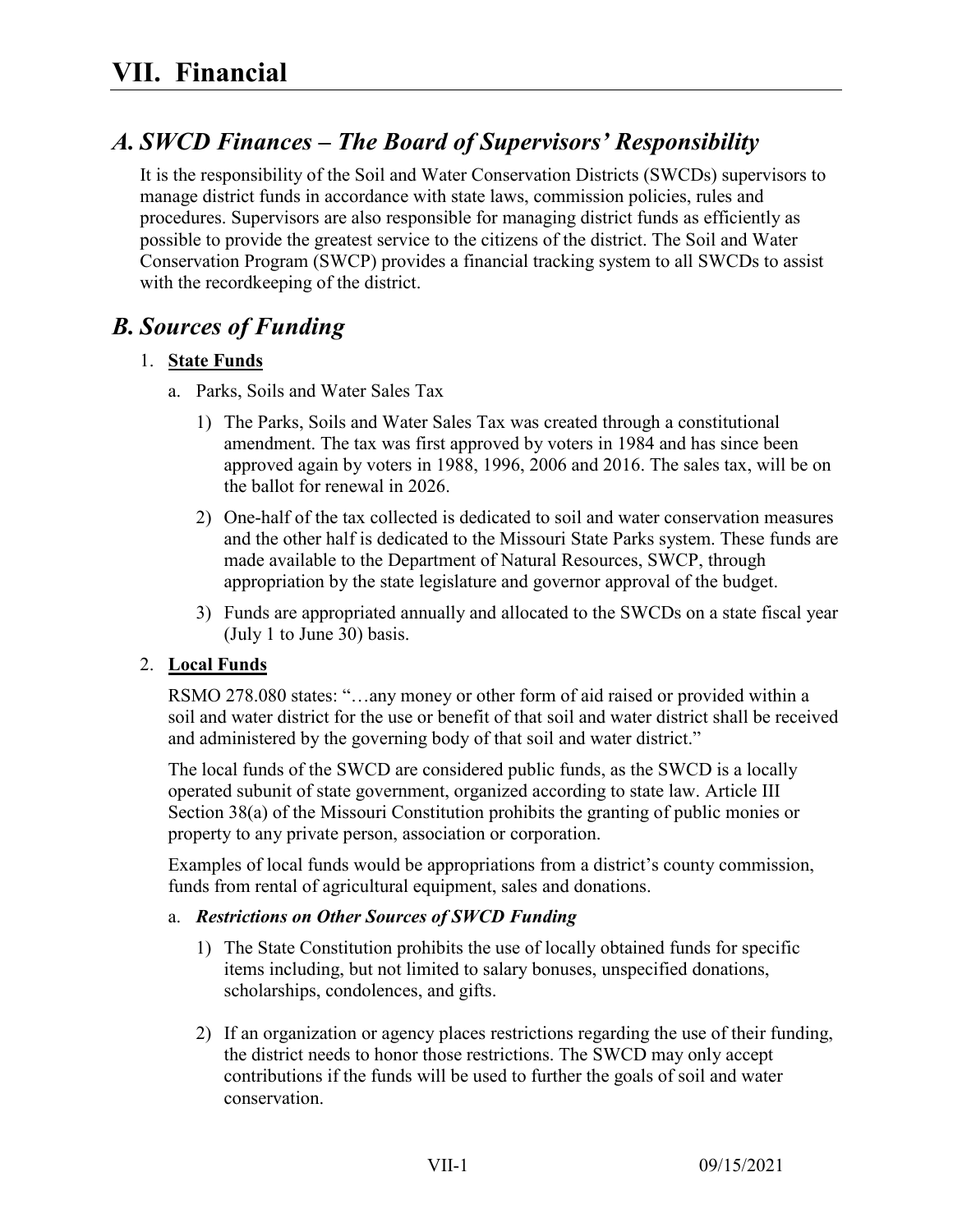# VII. Financial

## *A. SWCD Finances – The Board of Supervisors' Responsibility*

It is the responsibility of the Soil and Water Conservation Districts (SWCDs) supervisors to manage district funds in accordance with state laws, commission policies, rules and procedures. Supervisors are also responsible for managing district funds as efficiently as possible to provide the greatest service to the citizens of the district. The Soil and Water Conservation Program (SWCP) provides a financial tracking system to all SWCDs to assist with the recordkeeping of the district.

## *B. Sources of Funding*

1. **State Funds**

   a. Parks, Soils and Water Sales Tax

      1) The Parks, Soils and Water Sales Tax was created through a constitutional amendment. The tax was first approved by voters in 1984 and has since been approved again by voters in 1988, 1996, 2006 and 2016. The sales tax, will be on the ballot for renewal in 2026.

      2) One-half of the tax collected is dedicated to soil and water conservation measures and the other half is dedicated to the Missouri State Parks system. These funds are made available to the Department of Natural Resources, SWCP, through appropriation by the state legislature and governor approval of the budget.

      3) Funds are appropriated annually and allocated to the SWCDs on a state fiscal year (July 1 to June 30) basis.

2. **Local Funds**

   RSMO 278.080 states: "…any money or other form of aid raised or provided within a soil and water district for the use or benefit of that soil and water district shall be received and administered by the governing body of that soil and water district."

   The local funds of the SWCD are considered public funds, as the SWCD is a locally operated subunit of state government, organized according to state law. Article III Section 38(a) of the Missouri Constitution prohibits the granting of public monies or property to any private person, association or corporation.

   Examples of local funds would be appropriations from a district's county commission, funds from rental of agricultural equipment, sales and donations.

   a. ***Restrictions on Other Sources of SWCD Funding***

      1) The State Constitution prohibits the use of locally obtained funds for specific items including, but not limited to salary bonuses, unspecified donations, scholarships, condolences, and gifts.

      2) If an organization or agency places restrictions regarding the use of their funding, the district needs to honor those restrictions. The SWCD may only accept contributions if the funds will be used to further the goals of soil and water conservation.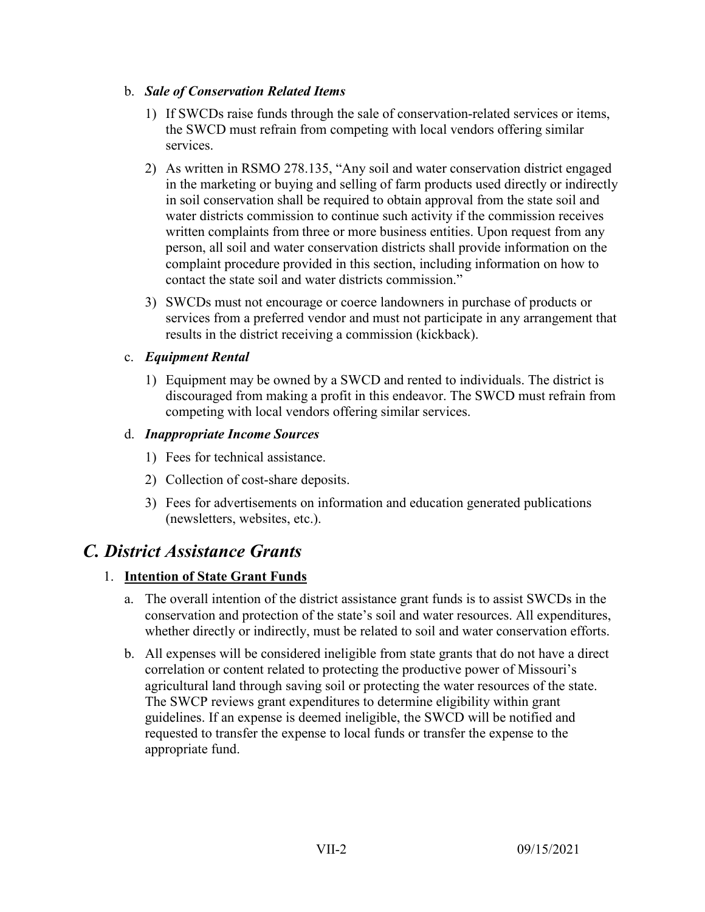b. ***Sale of Conservation Related Items***

1) If SWCDs raise funds through the sale of conservation-related services or items, the SWCD must refrain from competing with local vendors offering similar services.

2) As written in RSMO 278.135, "Any soil and water conservation district engaged in the marketing or buying and selling of farm products used directly or indirectly in soil conservation shall be required to obtain approval from the state soil and water districts commission to continue such activity if the commission receives written complaints from three or more business entities. Upon request from any person, all soil and water conservation districts shall provide information on the complaint procedure provided in this section, including information on how to contact the state soil and water districts commission."

3) SWCDs must not encourage or coerce landowners in purchase of products or services from a preferred vendor and must not participate in any arrangement that results in the district receiving a commission (kickback).

c. ***Equipment Rental***

1) Equipment may be owned by a SWCD and rented to individuals. The district is discouraged from making a profit in this endeavor. The SWCD must refrain from competing with local vendors offering similar services.

d. ***Inappropriate Income Sources***

1) Fees for technical assistance.

2) Collection of cost-share deposits.

3) Fees for advertisements on information and education generated publications (newsletters, websites, etc.).

## *C. District Assistance Grants*

1. **Intention of State Grant Funds**

   a. The overall intention of the district assistance grant funds is to assist SWCDs in the conservation and protection of the state's soil and water resources. All expenditures, whether directly or indirectly, must be related to soil and water conservation efforts.

   b. All expenses will be considered ineligible from state grants that do not have a direct correlation or content related to protecting the productive power of Missouri's agricultural land through saving soil or protecting the water resources of the state. The SWCP reviews grant expenditures to determine eligibility within grant guidelines. If an expense is deemed ineligible, the SWCD will be notified and requested to transfer the expense to local funds or transfer the expense to the appropriate fund.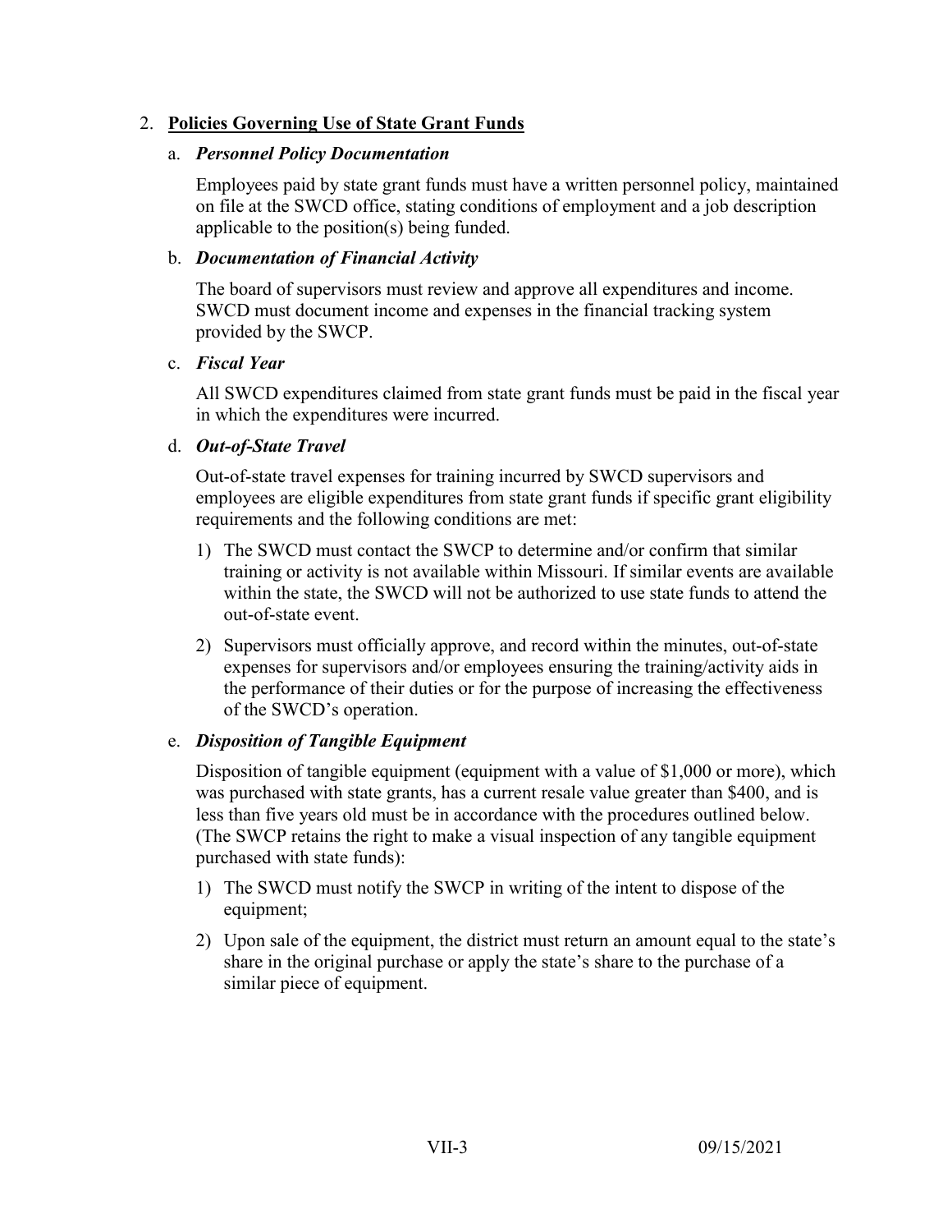2. **Policies Governing Use of State Grant Funds**

   a. ***Personnel Policy Documentation***

      Employees paid by state grant funds must have a written personnel policy, maintained on file at the SWCD office, stating conditions of employment and a job description applicable to the position(s) being funded.

   b. ***Documentation of Financial Activity***

      The board of supervisors must review and approve all expenditures and income. SWCD must document income and expenses in the financial tracking system provided by the SWCP.

   c. ***Fiscal Year***

      All SWCD expenditures claimed from state grant funds must be paid in the fiscal year in which the expenditures were incurred.

   d. ***Out-of-State Travel***

      Out-of-state travel expenses for training incurred by SWCD supervisors and employees are eligible expenditures from state grant funds if specific grant eligibility requirements and the following conditions are met:

      1) The SWCD must contact the SWCP to determine and/or confirm that similar training or activity is not available within Missouri. If similar events are available within the state, the SWCD will not be authorized to use state funds to attend the out-of-state event.

      2) Supervisors must officially approve, and record within the minutes, out-of-state expenses for supervisors and/or employees ensuring the training/activity aids in the performance of their duties or for the purpose of increasing the effectiveness of the SWCD's operation.

   e. ***Disposition of Tangible Equipment***

      Disposition of tangible equipment (equipment with a value of $1,000 or more), which was purchased with state grants, has a current resale value greater than $400, and is less than five years old must be in accordance with the procedures outlined below. (The SWCP retains the right to make a visual inspection of any tangible equipment purchased with state funds):

      1) The SWCD must notify the SWCP in writing of the intent to dispose of the equipment;

      2) Upon sale of the equipment, the district must return an amount equal to the state's share in the original purchase or apply the state's share to the purchase of a similar piece of equipment.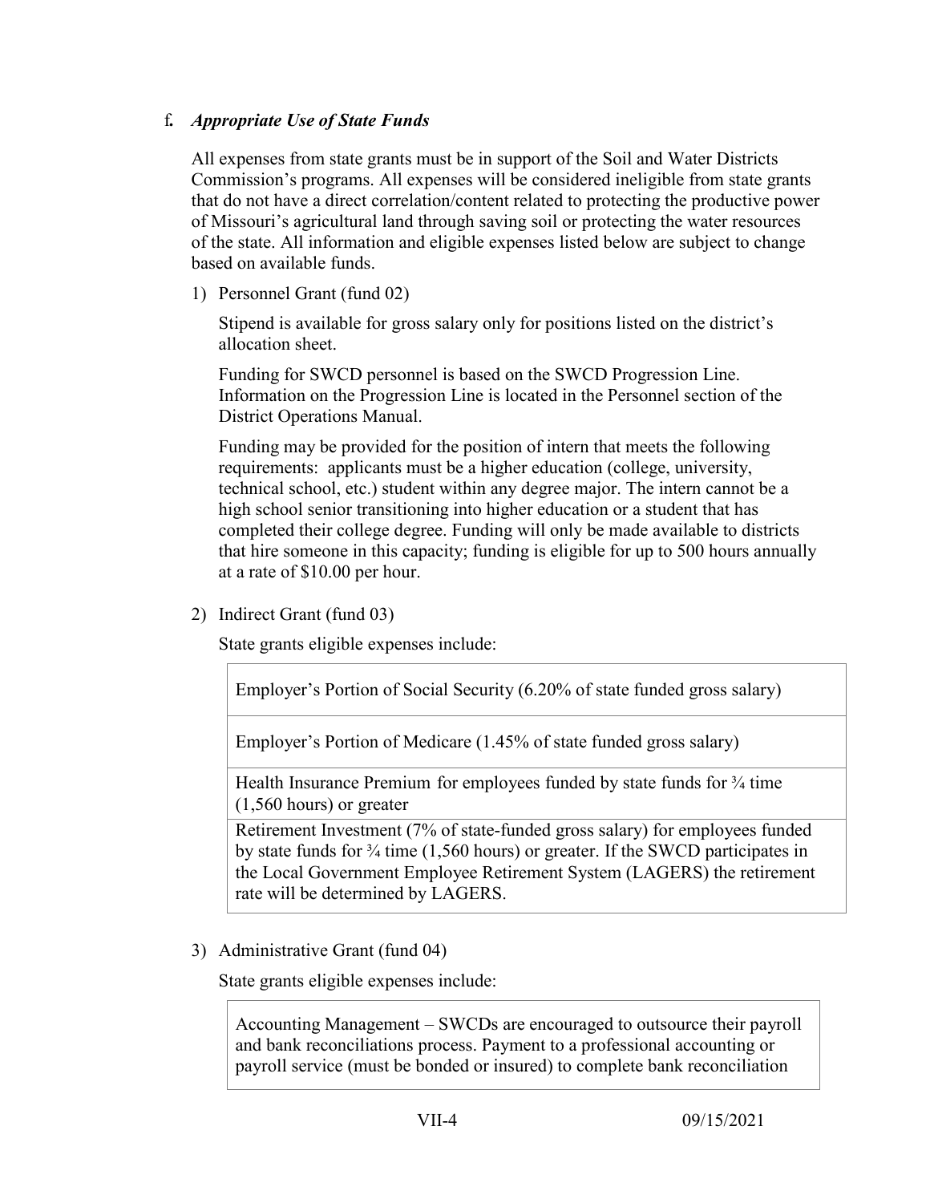### f. ***Appropriate Use of State Funds***

All expenses from state grants must be in support of the Soil and Water Districts Commission's programs. All expenses will be considered ineligible from state grants that do not have a direct correlation/content related to protecting the productive power of Missouri's agricultural land through saving soil or protecting the water resources of the state. All information and eligible expenses listed below are subject to change based on available funds.

1) Personnel Grant (fund 02)

   Stipend is available for gross salary only for positions listed on the district's allocation sheet.

   Funding for SWCD personnel is based on the SWCD Progression Line. Information on the Progression Line is located in the Personnel section of the District Operations Manual.

   Funding may be provided for the position of intern that meets the following requirements: applicants must be a higher education (college, university, technical school, etc.) student within any degree major. The intern cannot be a high school senior transitioning into higher education or a student that has completed their college degree. Funding will only be made available to districts that hire someone in this capacity; funding is eligible for up to 500 hours annually at a rate of $10.00 per hour.

2) Indirect Grant (fund 03)

   State grants eligible expenses include:

| |
|---|
| Employer's Portion of Social Security (6.20% of state funded gross salary) |
| Employer's Portion of Medicare (1.45% of state funded gross salary) |
| Health Insurance Premium for employees funded by state funds for ¾ time (1,560 hours) or greater |
| Retirement Investment (7% of state-funded gross salary) for employees funded by state funds for ¾ time (1,560 hours) or greater. If the SWCD participates in the Local Government Employee Retirement System (LAGERS) the retirement rate will be determined by LAGERS. |

3) Administrative Grant (fund 04)

   State grants eligible expenses include:

| |
|---|
| Accounting Management – SWCDs are encouraged to outsource their payroll and bank reconciliations process. Payment to a professional accounting or payroll service (must be bonded or insured) to complete bank reconciliation |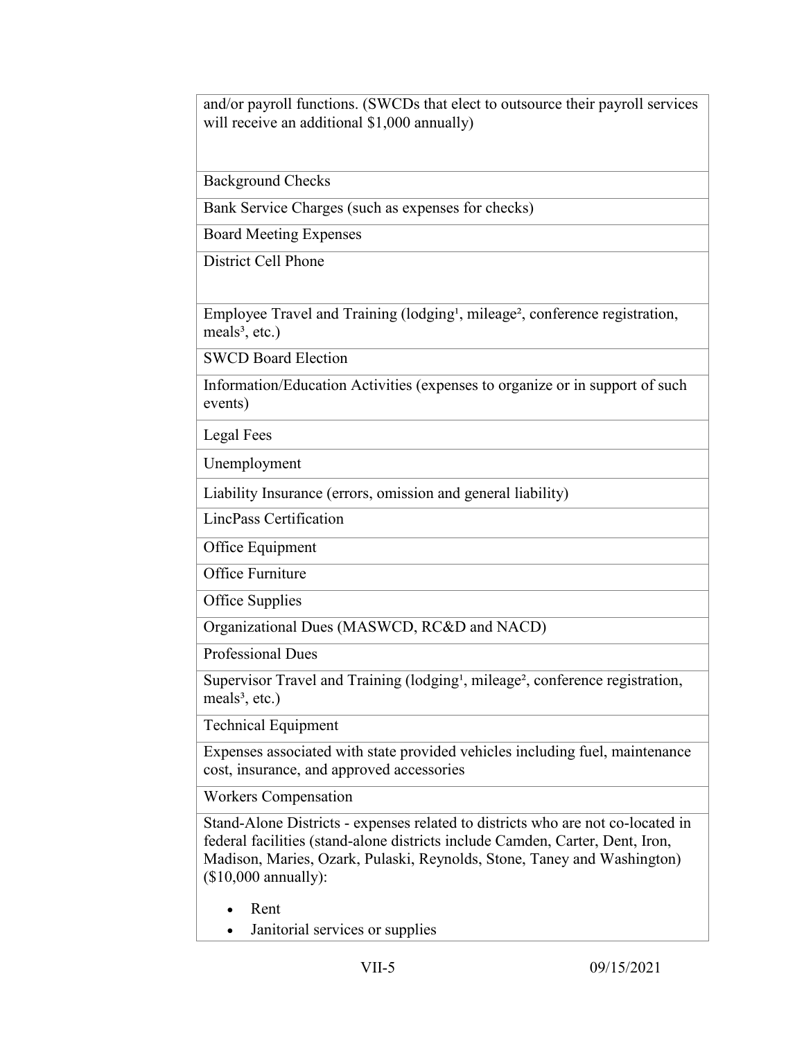| and/or payroll functions. (SWCDs that elect to outsource their payroll services will receive an additional $1,000 annually) |
| --- |
| Background Checks |
| Bank Service Charges (such as expenses for checks) |
| Board Meeting Expenses |
| District Cell Phone |
| Employee Travel and Training (lodging[1], mileage[2], conference registration, meals[3], etc.) |
| SWCD Board Election |
| Information/Education Activities (expenses to organize or in support of such events) |
| Legal Fees |
| Unemployment |
| Liability Insurance (errors, omission and general liability) |
| LincPass Certification |
| Office Equipment |
| Office Furniture |
| Office Supplies |
| Organizational Dues (MASWCD, RC&D and NACD) |
| Professional Dues |
| Supervisor Travel and Training (lodging[1], mileage[2], conference registration, meals[3], etc.) |
| Technical Equipment |
| Expenses associated with state provided vehicles including fuel, maintenance cost, insurance, and approved accessories |
| Workers Compensation |
| Stand-Alone Districts - expenses related to districts who are not co-located in federal facilities (stand-alone districts include Camden, Carter, Dent, Iron, Madison, Maries, Ozark, Pulaski, Reynolds, Stone, Taney and Washington) ($10,000 annually): <br>• Rent <br>• Janitorial services or supplies |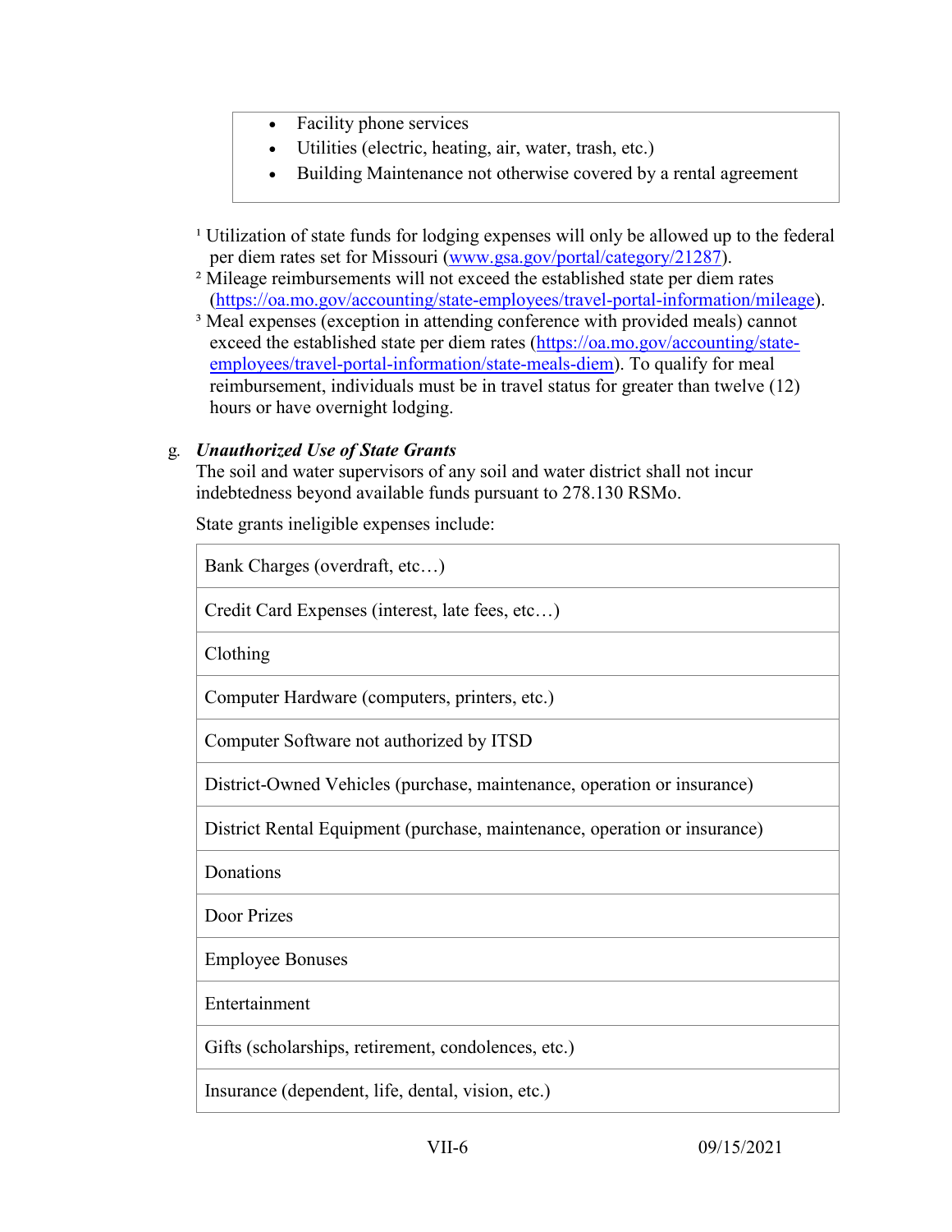- Facility phone services
- Utilities (electric, heating, air, water, trash, etc.)
- Building Maintenance not otherwise covered by a rental agreement

[1] Utilization of state funds for lodging expenses will only be allowed up to the federal per diem rates set for Missouri (www.gsa.gov/portal/category/21287).

[2] Mileage reimbursements will not exceed the established state per diem rates (https://oa.mo.gov/accounting/state-employees/travel-portal-information/mileage).

[3] Meal expenses (exception in attending conference with provided meals) cannot exceed the established state per diem rates (https://oa.mo.gov/accounting/state-employees/travel-portal-information/state-meals-diem). To qualify for meal reimbursement, individuals must be in travel status for greater than twelve (12) hours or have overnight lodging.

g. ***Unauthorized Use of State Grants***

The soil and water supervisors of any soil and water district shall not incur indebtedness beyond available funds pursuant to 278.130 RSMo.

State grants ineligible expenses include:

| |
|---|
| Bank Charges (overdraft, etc…) |
| Credit Card Expenses (interest, late fees, etc…) |
| Clothing |
| Computer Hardware (computers, printers, etc.) |
| Computer Software not authorized by ITSD |
| District-Owned Vehicles (purchase, maintenance, operation or insurance) |
| District Rental Equipment (purchase, maintenance, operation or insurance) |
| Donations |
| Door Prizes |
| Employee Bonuses |
| Entertainment |
| Gifts (scholarships, retirement, condolences, etc.) |
| Insurance (dependent, life, dental, vision, etc.) |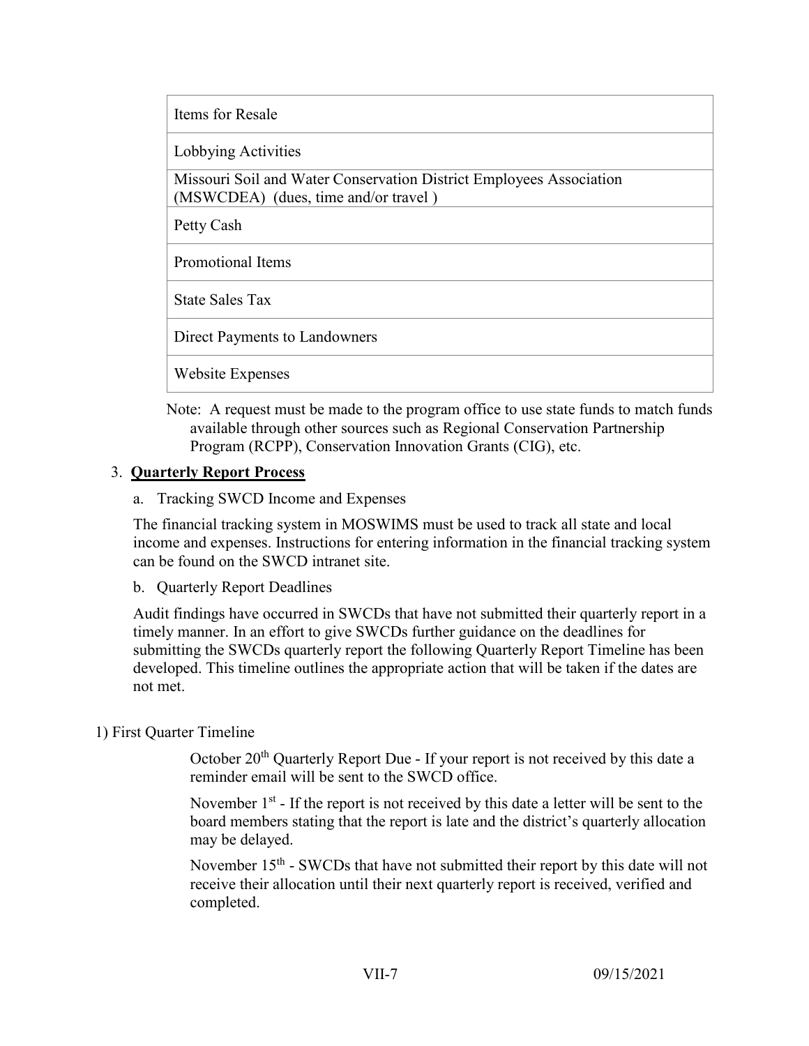| Items for Resale |
| --- |
| Lobbying Activities |
| Missouri Soil and Water Conservation District Employees Association (MSWCDEA) (dues, time and/or travel ) |
| Petty Cash |
| Promotional Items |
| State Sales Tax |
| Direct Payments to Landowners |
| Website Expenses |

Note: A request must be made to the program office to use state funds to match funds available through other sources such as Regional Conservation Partnership Program (RCPP), Conservation Innovation Grants (CIG), etc.

3. **Quarterly Report Process**

a. Tracking SWCD Income and Expenses

The financial tracking system in MOSWIMS must be used to track all state and local income and expenses. Instructions for entering information in the financial tracking system can be found on the SWCD intranet site.

b. Quarterly Report Deadlines

Audit findings have occurred in SWCDs that have not submitted their quarterly report in a timely manner. In an effort to give SWCDs further guidance on the deadlines for submitting the SWCDs quarterly report the following Quarterly Report Timeline has been developed. This timeline outlines the appropriate action that will be taken if the dates are not met.

1) First Quarter Timeline

October 20th Quarterly Report Due - If your report is not received by this date a reminder email will be sent to the SWCD office.

November 1st - If the report is not received by this date a letter will be sent to the board members stating that the report is late and the district's quarterly allocation may be delayed.

November 15th - SWCDs that have not submitted their report by this date will not receive their allocation until their next quarterly report is received, verified and completed.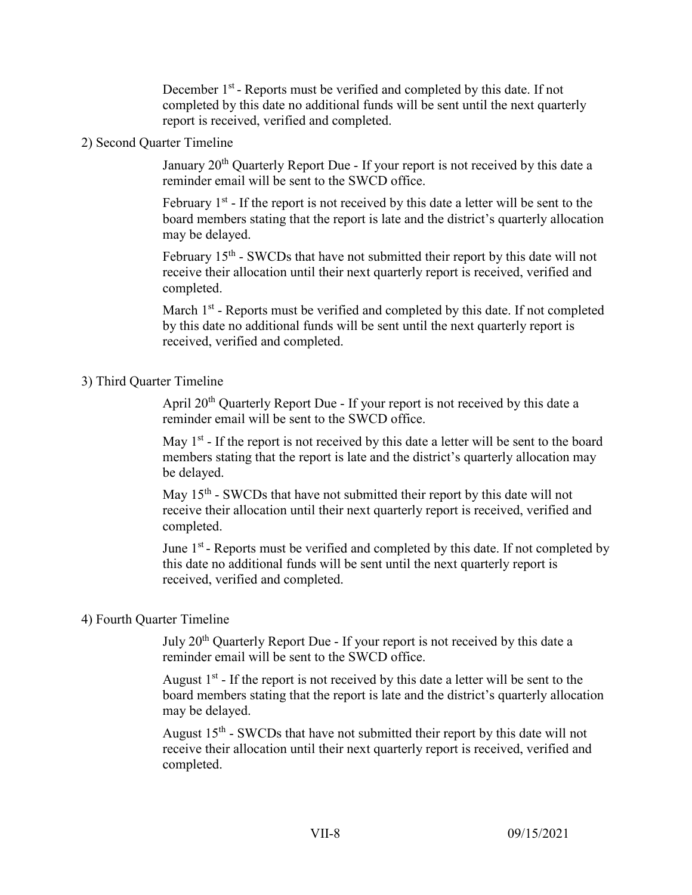December 1st - Reports must be verified and completed by this date. If not completed by this date no additional funds will be sent until the next quarterly report is received, verified and completed.

2) Second Quarter Timeline

January 20th Quarterly Report Due - If your report is not received by this date a reminder email will be sent to the SWCD office.

February 1st - If the report is not received by this date a letter will be sent to the board members stating that the report is late and the district's quarterly allocation may be delayed.

February 15th - SWCDs that have not submitted their report by this date will not receive their allocation until their next quarterly report is received, verified and completed.

March 1st - Reports must be verified and completed by this date. If not completed by this date no additional funds will be sent until the next quarterly report is received, verified and completed.

3) Third Quarter Timeline

April 20th Quarterly Report Due - If your report is not received by this date a reminder email will be sent to the SWCD office.

May 1st - If the report is not received by this date a letter will be sent to the board members stating that the report is late and the district's quarterly allocation may be delayed.

May 15th - SWCDs that have not submitted their report by this date will not receive their allocation until their next quarterly report is received, verified and completed.

June 1st - Reports must be verified and completed by this date. If not completed by this date no additional funds will be sent until the next quarterly report is received, verified and completed.

4) Fourth Quarter Timeline

July 20th Quarterly Report Due - If your report is not received by this date a reminder email will be sent to the SWCD office.

August 1st - If the report is not received by this date a letter will be sent to the board members stating that the report is late and the district's quarterly allocation may be delayed.

August 15th - SWCDs that have not submitted their report by this date will not receive their allocation until their next quarterly report is received, verified and completed.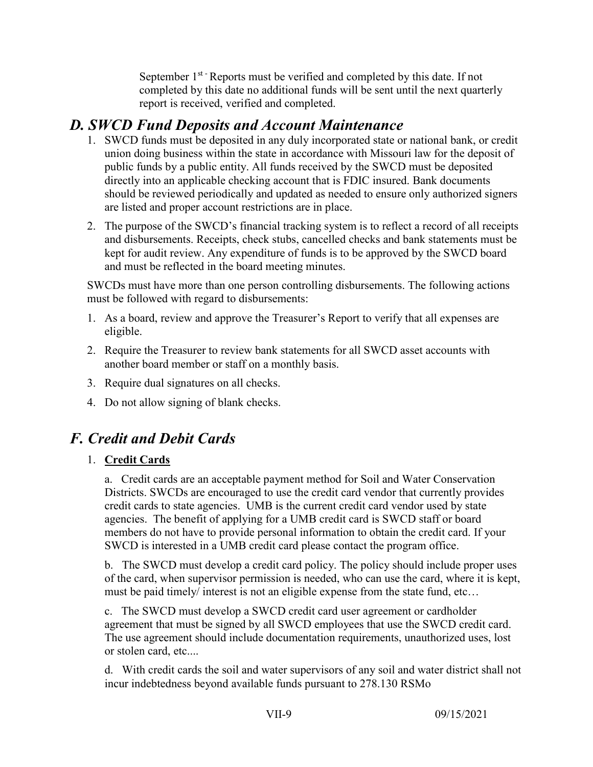September 1st - Reports must be verified and completed by this date. If not completed by this date no additional funds will be sent until the next quarterly report is received, verified and completed.

## *D. SWCD Fund Deposits and Account Maintenance*

1. SWCD funds must be deposited in any duly incorporated state or national bank, or credit union doing business within the state in accordance with Missouri law for the deposit of public funds by a public entity. All funds received by the SWCD must be deposited directly into an applicable checking account that is FDIC insured. Bank documents should be reviewed periodically and updated as needed to ensure only authorized signers are listed and proper account restrictions are in place.
2. The purpose of the SWCD's financial tracking system is to reflect a record of all receipts and disbursements. Receipts, check stubs, cancelled checks and bank statements must be kept for audit review. Any expenditure of funds is to be approved by the SWCD board and must be reflected in the board meeting minutes.

SWCDs must have more than one person controlling disbursements. The following actions must be followed with regard to disbursements:

1. As a board, review and approve the Treasurer's Report to verify that all expenses are eligible.
2. Require the Treasurer to review bank statements for all SWCD asset accounts with another board member or staff on a monthly basis.
3. Require dual signatures on all checks.
4. Do not allow signing of blank checks.

## *F. Credit and Debit Cards*

1. **Credit Cards**

   a. Credit cards are an acceptable payment method for Soil and Water Conservation Districts. SWCDs are encouraged to use the credit card vendor that currently provides credit cards to state agencies. UMB is the current credit card vendor used by state agencies. The benefit of applying for a UMB credit card is SWCD staff or board members do not have to provide personal information to obtain the credit card. If your SWCD is interested in a UMB credit card please contact the program office.

   b. The SWCD must develop a credit card policy. The policy should include proper uses of the card, when supervisor permission is needed, who can use the card, where it is kept, must be paid timely/ interest is not an eligible expense from the state fund, etc…

   c. The SWCD must develop a SWCD credit card user agreement or cardholder agreement that must be signed by all SWCD employees that use the SWCD credit card. The use agreement should include documentation requirements, unauthorized uses, lost or stolen card, etc....

   d. With credit cards the soil and water supervisors of any soil and water district shall not incur indebtedness beyond available funds pursuant to 278.130 RSMo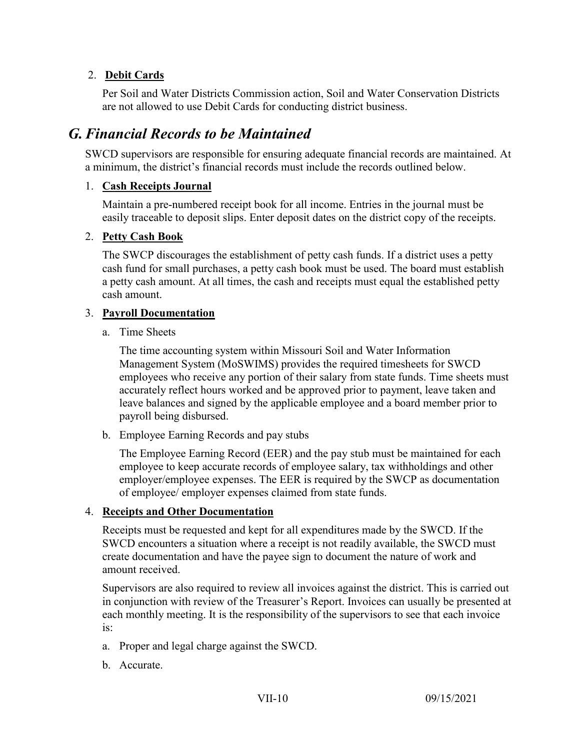2. **Debit Cards**

   Per Soil and Water Districts Commission action, Soil and Water Conservation Districts are not allowed to use Debit Cards for conducting district business.

## *G. Financial Records to be Maintained*

SWCD supervisors are responsible for ensuring adequate financial records are maintained. At a minimum, the district's financial records must include the records outlined below.

1. **Cash Receipts Journal**

   Maintain a pre-numbered receipt book for all income. Entries in the journal must be easily traceable to deposit slips. Enter deposit dates on the district copy of the receipts.

2. **Petty Cash Book**

   The SWCP discourages the establishment of petty cash funds. If a district uses a petty cash fund for small purchases, a petty cash book must be used. The board must establish a petty cash amount. At all times, the cash and receipts must equal the established petty cash amount.

3. **Payroll Documentation**

   a. Time Sheets

      The time accounting system within Missouri Soil and Water Information Management System (MoSWIMS) provides the required timesheets for SWCD employees who receive any portion of their salary from state funds. Time sheets must accurately reflect hours worked and be approved prior to payment, leave taken and leave balances and signed by the applicable employee and a board member prior to payroll being disbursed.

   b. Employee Earning Records and pay stubs

      The Employee Earning Record (EER) and the pay stub must be maintained for each employee to keep accurate records of employee salary, tax withholdings and other employer/employee expenses. The EER is required by the SWCP as documentation of employee/ employer expenses claimed from state funds.

4. **Receipts and Other Documentation**

   Receipts must be requested and kept for all expenditures made by the SWCD. If the SWCD encounters a situation where a receipt is not readily available, the SWCD must create documentation and have the payee sign to document the nature of work and amount received.

   Supervisors are also required to review all invoices against the district. This is carried out in conjunction with review of the Treasurer's Report. Invoices can usually be presented at each monthly meeting. It is the responsibility of the supervisors to see that each invoice is:

   a. Proper and legal charge against the SWCD.

   b. Accurate.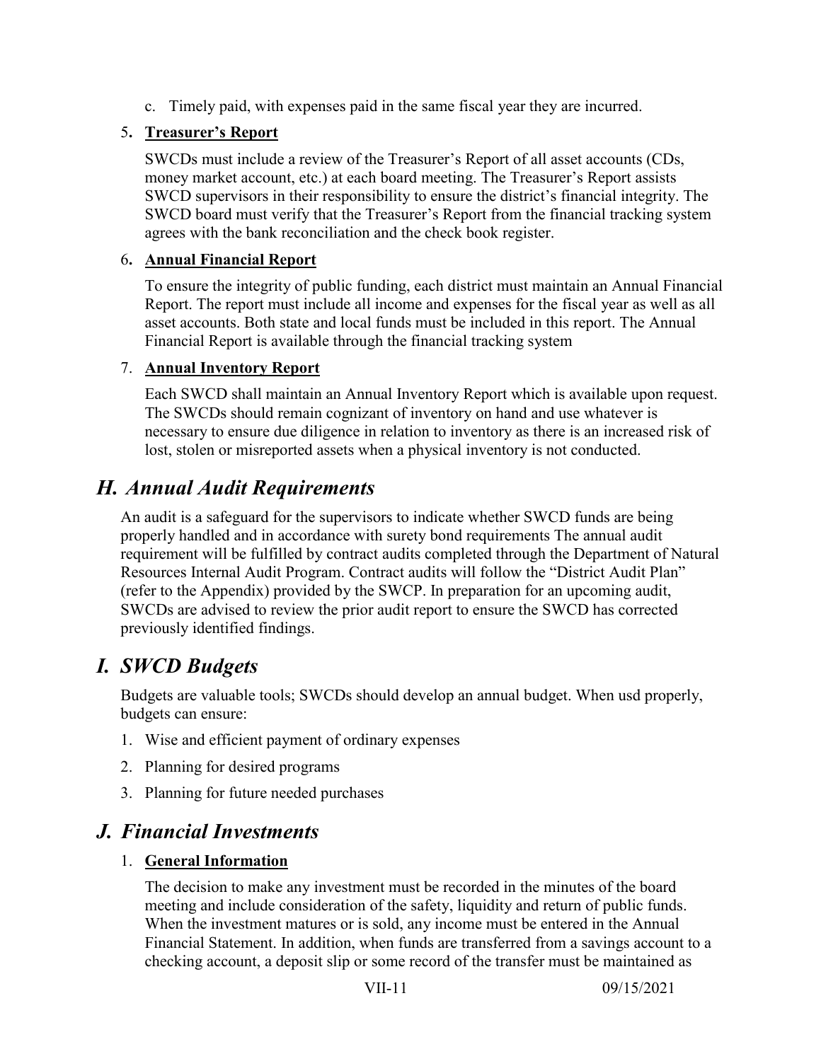c. Timely paid, with expenses paid in the same fiscal year they are incurred.

5. **Treasurer's Report**

   SWCDs must include a review of the Treasurer's Report of all asset accounts (CDs, money market account, etc.) at each board meeting. The Treasurer's Report assists SWCD supervisors in their responsibility to ensure the district's financial integrity. The SWCD board must verify that the Treasurer's Report from the financial tracking system agrees with the bank reconciliation and the check book register.

6. **Annual Financial Report**

   To ensure the integrity of public funding, each district must maintain an Annual Financial Report. The report must include all income and expenses for the fiscal year as well as all asset accounts. Both state and local funds must be included in this report. The Annual Financial Report is available through the financial tracking system

7. **Annual Inventory Report**

   Each SWCD shall maintain an Annual Inventory Report which is available upon request. The SWCDs should remain cognizant of inventory on hand and use whatever is necessary to ensure due diligence in relation to inventory as there is an increased risk of lost, stolen or misreported assets when a physical inventory is not conducted.

## *H. Annual Audit Requirements*

An audit is a safeguard for the supervisors to indicate whether SWCD funds are being properly handled and in accordance with surety bond requirements The annual audit requirement will be fulfilled by contract audits completed through the Department of Natural Resources Internal Audit Program. Contract audits will follow the "District Audit Plan" (refer to the Appendix) provided by the SWCP. In preparation for an upcoming audit, SWCDs are advised to review the prior audit report to ensure the SWCD has corrected previously identified findings.

## *I. SWCD Budgets*

Budgets are valuable tools; SWCDs should develop an annual budget. When usd properly, budgets can ensure:

1. Wise and efficient payment of ordinary expenses
2. Planning for desired programs
3. Planning for future needed purchases

## *J. Financial Investments*

1. **General Information**

   The decision to make any investment must be recorded in the minutes of the board meeting and include consideration of the safety, liquidity and return of public funds. When the investment matures or is sold, any income must be entered in the Annual Financial Statement. In addition, when funds are transferred from a savings account to a checking account, a deposit slip or some record of the transfer must be maintained as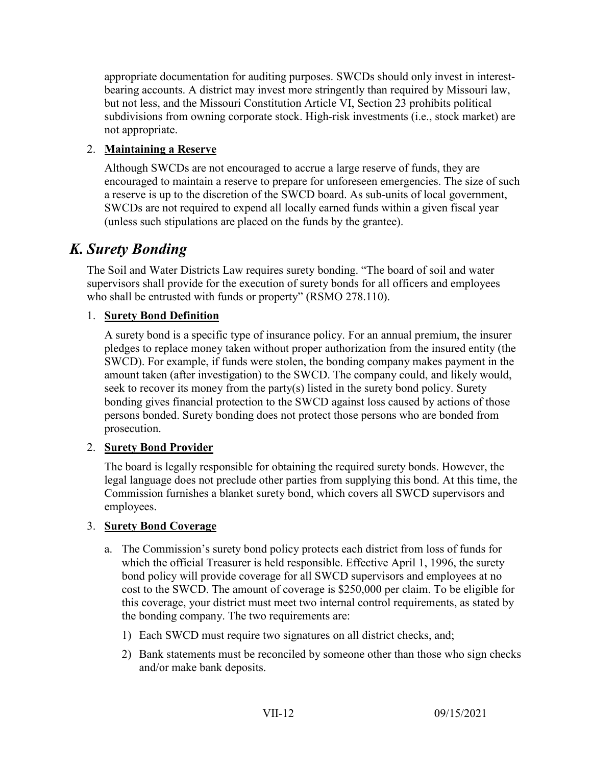appropriate documentation for auditing purposes. SWCDs should only invest in interest-bearing accounts. A district may invest more stringently than required by Missouri law, but not less, and the Missouri Constitution Article VI, Section 23 prohibits political subdivisions from owning corporate stock. High-risk investments (i.e., stock market) are not appropriate.

2. **Maintaining a Reserve**

   Although SWCDs are not encouraged to accrue a large reserve of funds, they are encouraged to maintain a reserve to prepare for unforeseen emergencies. The size of such a reserve is up to the discretion of the SWCD board. As sub-units of local government, SWCDs are not required to expend all locally earned funds within a given fiscal year (unless such stipulations are placed on the funds by the grantee).

## *K. Surety Bonding*

The Soil and Water Districts Law requires surety bonding. "The board of soil and water supervisors shall provide for the execution of surety bonds for all officers and employees who shall be entrusted with funds or property" (RSMO 278.110).

1. **Surety Bond Definition**

   A surety bond is a specific type of insurance policy. For an annual premium, the insurer pledges to replace money taken without proper authorization from the insured entity (the SWCD). For example, if funds were stolen, the bonding company makes payment in the amount taken (after investigation) to the SWCD. The company could, and likely would, seek to recover its money from the party(s) listed in the surety bond policy. Surety bonding gives financial protection to the SWCD against loss caused by actions of those persons bonded. Surety bonding does not protect those persons who are bonded from prosecution.

2. **Surety Bond Provider**

   The board is legally responsible for obtaining the required surety bonds. However, the legal language does not preclude other parties from supplying this bond. At this time, the Commission furnishes a blanket surety bond, which covers all SWCD supervisors and employees.

3. **Surety Bond Coverage**

   a. The Commission's surety bond policy protects each district from loss of funds for which the official Treasurer is held responsible. Effective April 1, 1996, the surety bond policy will provide coverage for all SWCD supervisors and employees at no cost to the SWCD. The amount of coverage is $250,000 per claim. To be eligible for this coverage, your district must meet two internal control requirements, as stated by the bonding company. The two requirements are:

      1) Each SWCD must require two signatures on all district checks, and;

      2) Bank statements must be reconciled by someone other than those who sign checks and/or make bank deposits.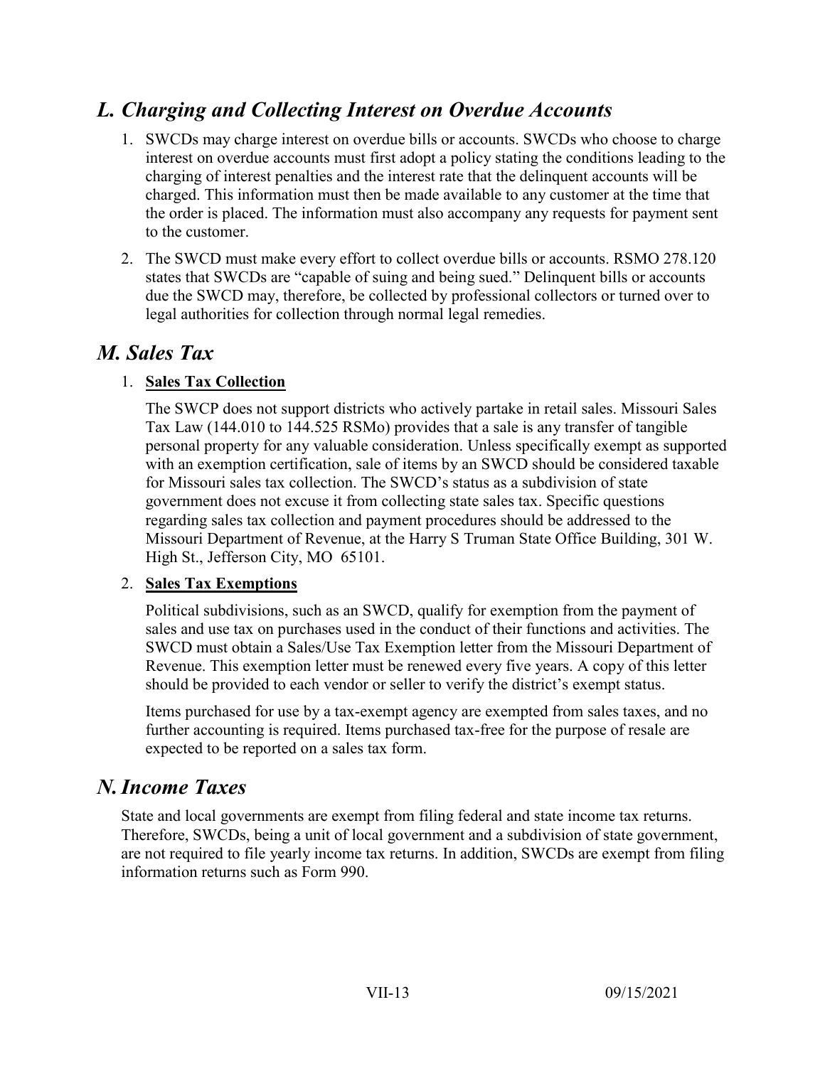## *L. Charging and Collecting Interest on Overdue Accounts*

1. SWCDs may charge interest on overdue bills or accounts. SWCDs who choose to charge interest on overdue accounts must first adopt a policy stating the conditions leading to the charging of interest penalties and the interest rate that the delinquent accounts will be charged. This information must then be made available to any customer at the time that the order is placed. The information must also accompany any requests for payment sent to the customer.
2. The SWCD must make every effort to collect overdue bills or accounts. RSMO 278.120 states that SWCDs are "capable of suing and being sued." Delinquent bills or accounts due the SWCD may, therefore, be collected by professional collectors or turned over to legal authorities for collection through normal legal remedies.

## *M. Sales Tax*

1. **Sales Tax Collection**

   The SWCP does not support districts who actively partake in retail sales. Missouri Sales Tax Law (144.010 to 144.525 RSMo) provides that a sale is any transfer of tangible personal property for any valuable consideration. Unless specifically exempt as supported with an exemption certification, sale of items by an SWCD should be considered taxable for Missouri sales tax collection. The SWCD's status as a subdivision of state government does not excuse it from collecting state sales tax. Specific questions regarding sales tax collection and payment procedures should be addressed to the Missouri Department of Revenue, at the Harry S Truman State Office Building, 301 W. High St., Jefferson City, MO 65101.

2. **Sales Tax Exemptions**

   Political subdivisions, such as an SWCD, qualify for exemption from the payment of sales and use tax on purchases used in the conduct of their functions and activities. The SWCD must obtain a Sales/Use Tax Exemption letter from the Missouri Department of Revenue. This exemption letter must be renewed every five years. A copy of this letter should be provided to each vendor or seller to verify the district's exempt status.

   Items purchased for use by a tax-exempt agency are exempted from sales taxes, and no further accounting is required. Items purchased tax-free for the purpose of resale are expected to be reported on a sales tax form.

## *N. Income Taxes*

State and local governments are exempt from filing federal and state income tax returns. Therefore, SWCDs, being a unit of local government and a subdivision of state government, are not required to file yearly income tax returns. In addition, SWCDs are exempt from filing information returns such as Form 990.